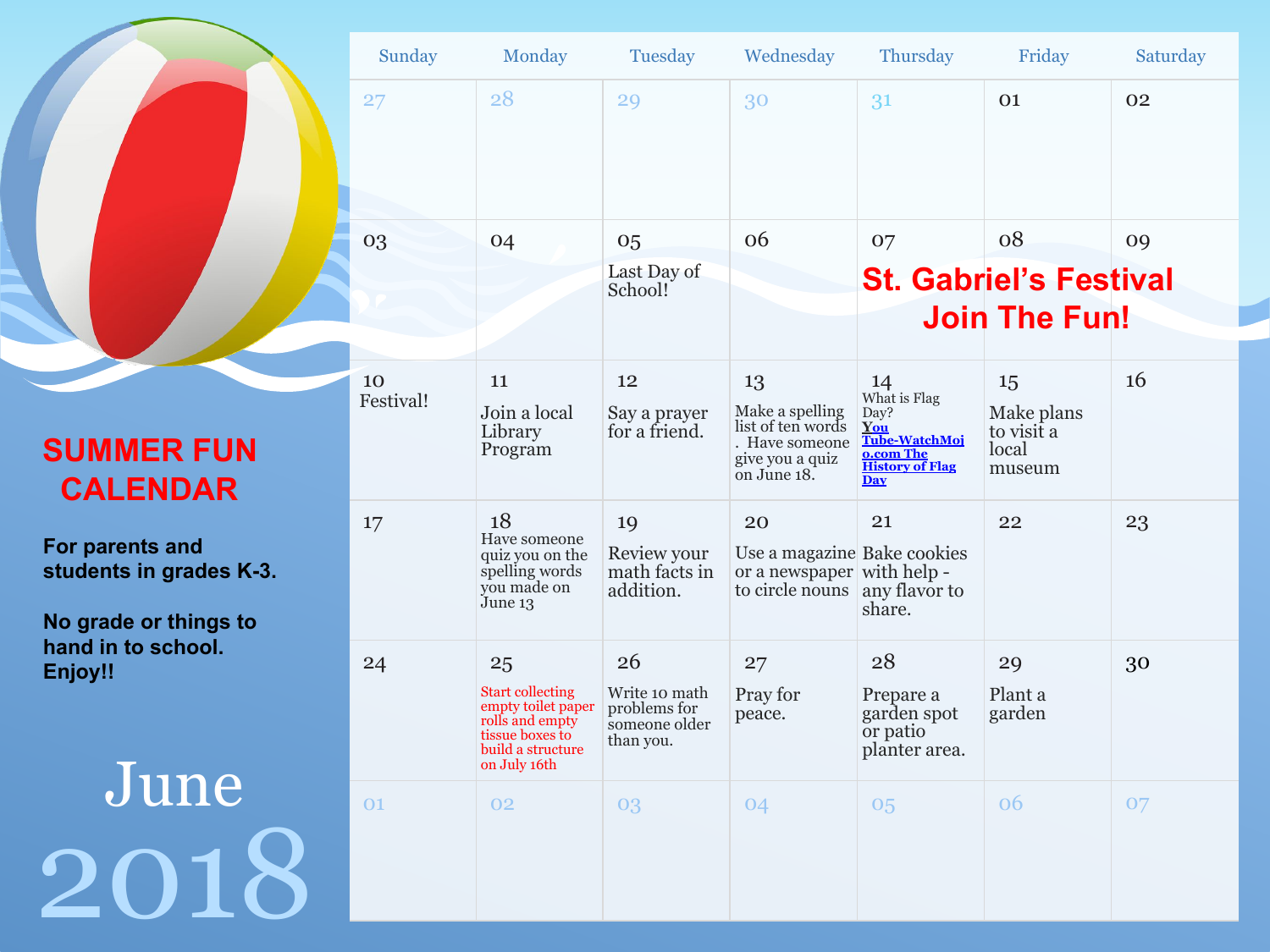# SUMMER FUN CALENDAR

**For parents and students in grades K-3.**

**No grade or things to hand in to school. Enjoy!!**

# June 2018

| Sunday | Monday | Tuesday | Wednesday | Thursday | Friday | Saturday |
|---|---|---|---|---|---|---|
| 27 | 28 | 29 | 30 | 31 | 01 | 02 |
| 03 | 04 | 05 Last Day of School! | 06 | 07 **St. Gabriel's Festival Join The Fun!** | 08 | 09 |
| 10 Festival! | 11 Join a local Library Program | 12 Say a prayer for a friend. | 13 Make a spelling list of ten words. Have someone give you a quiz on June 18. | 14 What is Flag Day? **You Tube-WatchMojo.com The History of Flag Day** | 15 Make plans to visit a local museum | 16 |
| 17 | 18 Have someone quiz you on the spelling words you made on June 13 | 19 Review your math facts in addition. | 20 Use a magazine or a newspaper to circle nouns | 21 Bake cookies with help - any flavor to share. | 22 | 23 |
| 24 | 25 Start collecting empty toilet paper rolls and empty tissue boxes to build a structure on July 16th | 26 Write 10 math problems for someone older than you. | 27 Pray for peace. | 28 Prepare a garden spot or patio planter area. | 29 Plant a garden | 30 |
| 01 | 02 | 03 | 04 | 05 | 06 | 07 |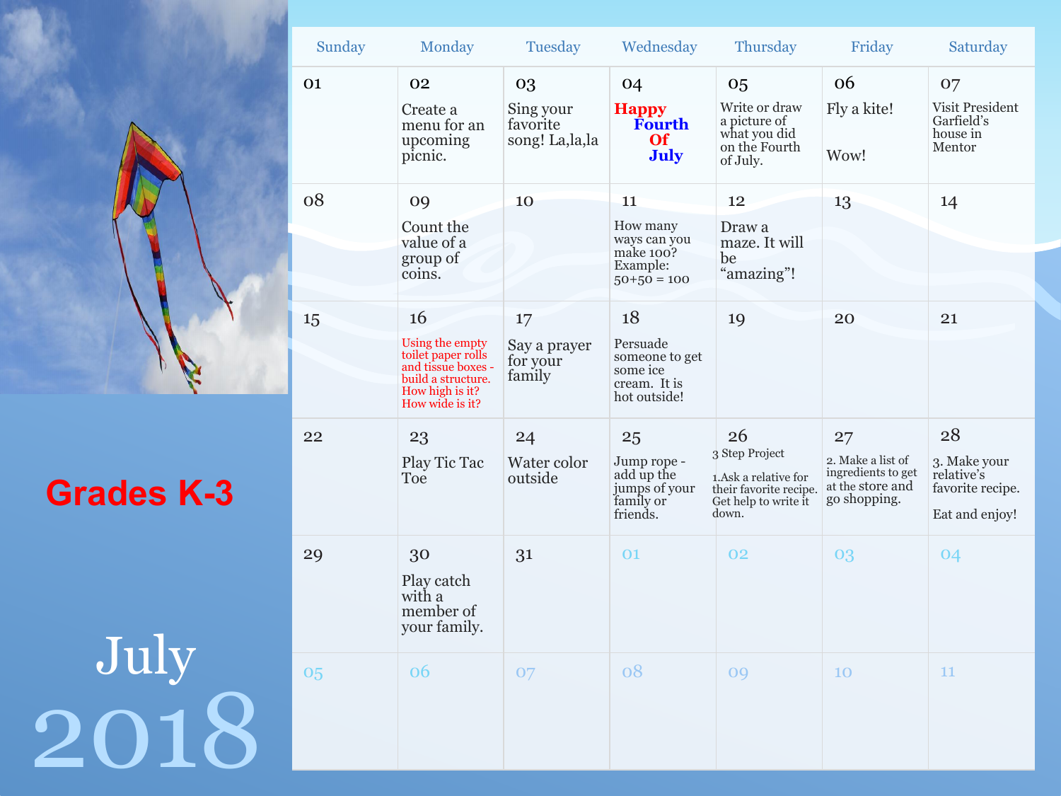## Grades K-3

# July 2018

| Sunday | Monday | Tuesday | Wednesday | Thursday | Friday | Saturday |
| --- | --- | --- | --- | --- | --- | --- |
| 01 | 02 Create a menu for an upcoming picnic. | 03 Sing your favorite song! La,la,la | 04 Happy Fourth Of July | 05 Write or draw a picture of what you did on the Fourth of July. | 06 Fly a kite! Wow! | 07 Visit President Garfield's house in Mentor |
| 08 | 09 Count the value of a group of coins. | 10 | 11 How many ways can you make 100? Example: 50+50 = 100 | 12 Draw a maze. It will be "amazing"! | 13 | 14 |
| 15 | 16 Using the empty toilet paper rolls and tissue boxes - build a structure. How high is it? How wide is it? | 17 Say a prayer for your family | 18 Persuade someone to get some ice cream. It is hot outside! | 19 | 20 | 21 |
| 22 | 23 Play Tic Tac Toe | 24 Water color outside | 25 Jump rope - add up the jumps of your family or friends. | 26 3 Step Project 1.Ask a relative for their favorite recipe. Get help to write it down. | 27 2. Make a list of ingredients to get at the store and go shopping. | 28 3. Make your relative's favorite recipe. Eat and enjoy! |
| 29 | 30 Play catch with a member of your family. | 31 | 01 | 02 | 03 | 04 |
| 05 | 06 | 07 | 08 | 09 | 10 | 11 |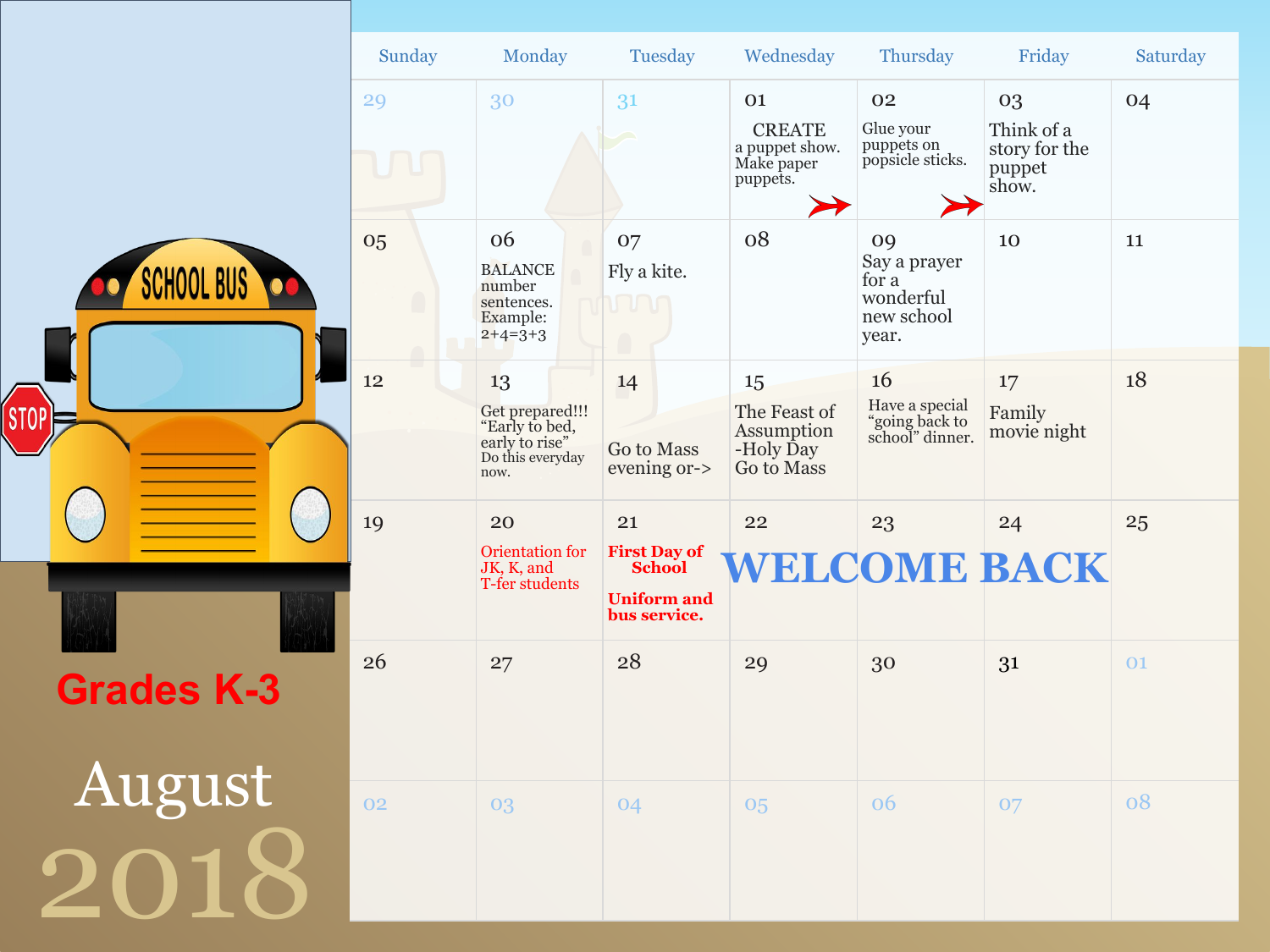# August 2018

## Grades K-3

| Sunday | Monday | Tuesday | Wednesday | Thursday | Friday | Saturday |
|---|---|---|---|---|---|---|
| 29 | 30 | 31 | 01 CREATE a puppet show. Make paper puppets. | 02 Glue your puppets on popsicle sticks. | 03 Think of a story for the puppet show. | 04 |
| 05 | 06 BALANCE number sentences. Example: 2+4=3+3 | 07 Fly a kite. | 08 | 09 Say a prayer for a wonderful new school year. | 10 | 11 |
| 12 | 13 Get prepared!!! "Early to bed, early to rise" Do this everyday now. | 14 Go to Mass evening or-> | 15 The Feast of Assumption -Holy Day Go to Mass | 16 Have a special "going back to school" dinner. | 17 Family movie night | 18 |
| 19 | 20 Orientation for JK, K, and T-fer students | 21 **First Day of School** **Uniform and bus service.** | 22 **WELCOME BACK** | 23 | 24 | 25 |
| 26 | 27 | 28 | 29 | 30 | 31 | 01 |
| 02 | 03 | 04 | 05 | 06 | 07 | 08 |